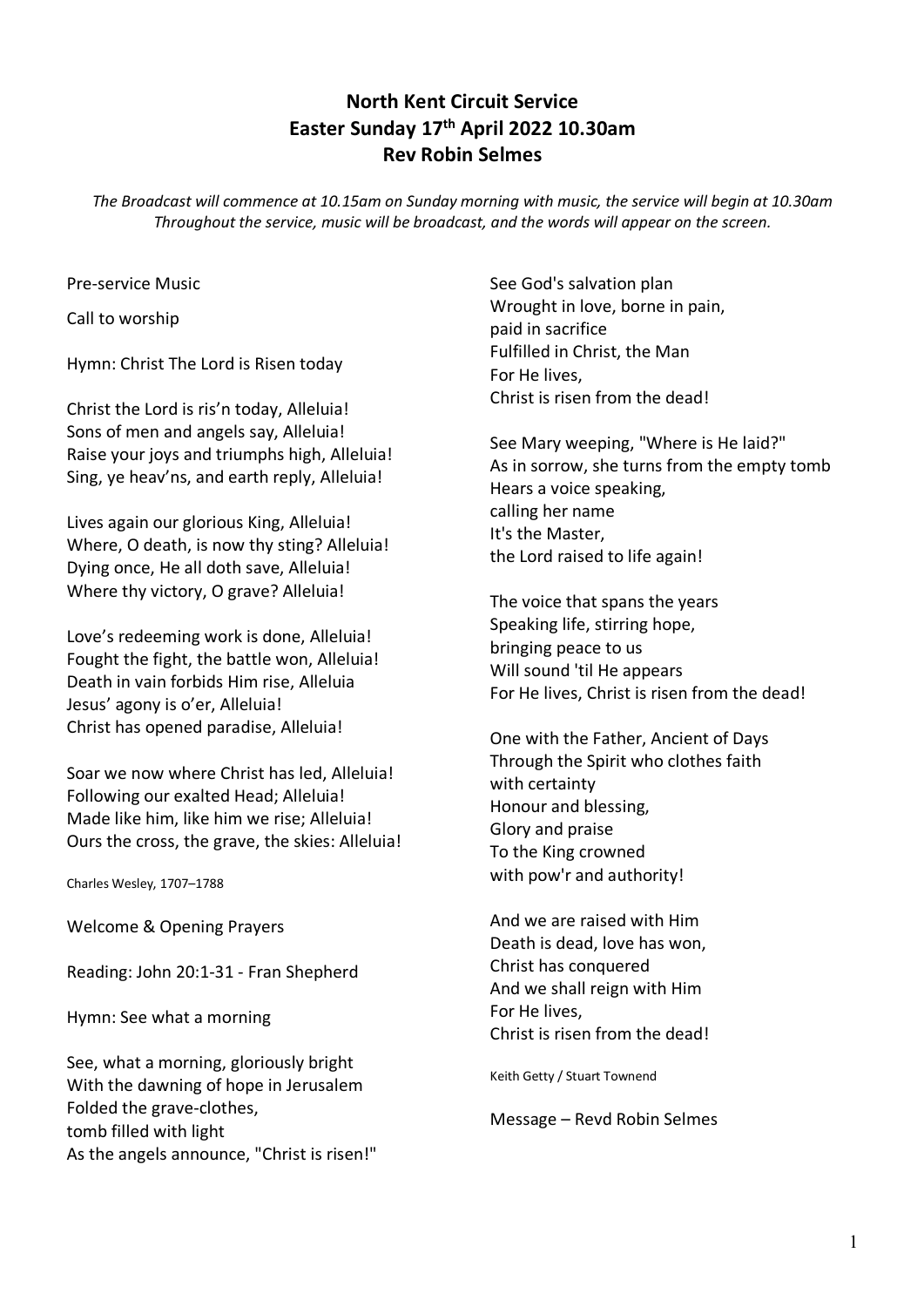**North Kent Circuit Service**
**Easter Sunday 17th April 2022 10.30am**
**Rev Robin Selmes**

*The Broadcast will commence at 10.15am on Sunday morning with music, the service will begin at 10.30am Throughout the service, music will be broadcast, and the words will appear on the screen.*

Pre-service Music

Call to worship

Hymn: Christ The Lord is Risen today

Christ the Lord is ris'n today, Alleluia!
Sons of men and angels say, Alleluia!
Raise your joys and triumphs high, Alleluia!
Sing, ye heav'ns, and earth reply, Alleluia!

Lives again our glorious King, Alleluia!
Where, O death, is now thy sting? Alleluia!
Dying once, He all doth save, Alleluia!
Where thy victory, O grave? Alleluia!

Love's redeeming work is done, Alleluia!
Fought the fight, the battle won, Alleluia!
Death in vain forbids Him rise, Alleluia
Jesus' agony is o'er, Alleluia!
Christ has opened paradise, Alleluia!

Soar we now where Christ has led, Alleluia!
Following our exalted Head; Alleluia!
Made like him, like him we rise; Alleluia!
Ours the cross, the grave, the skies: Alleluia!

Charles Wesley, 1707–1788

Welcome & Opening Prayers

Reading: John 20:1-31 - Fran Shepherd

Hymn: See what a morning

See, what a morning, gloriously bright
With the dawning of hope in Jerusalem
Folded the grave-clothes,
tomb filled with light
As the angels announce, "Christ is risen!"

See God's salvation plan
Wrought in love, borne in pain,
paid in sacrifice
Fulfilled in Christ, the Man
For He lives,
Christ is risen from the dead!

See Mary weeping, "Where is He laid?"
As in sorrow, she turns from the empty tomb
Hears a voice speaking,
calling her name
It's the Master,
the Lord raised to life again!

The voice that spans the years
Speaking life, stirring hope,
bringing peace to us
Will sound 'til He appears
For He lives, Christ is risen from the dead!

One with the Father, Ancient of Days
Through the Spirit who clothes faith
with certainty
Honour and blessing,
Glory and praise
To the King crowned
with pow'r and authority!

And we are raised with Him
Death is dead, love has won,
Christ has conquered
And we shall reign with Him
For He lives,
Christ is risen from the dead!

Keith Getty / Stuart Townend

Message – Revd Robin Selmes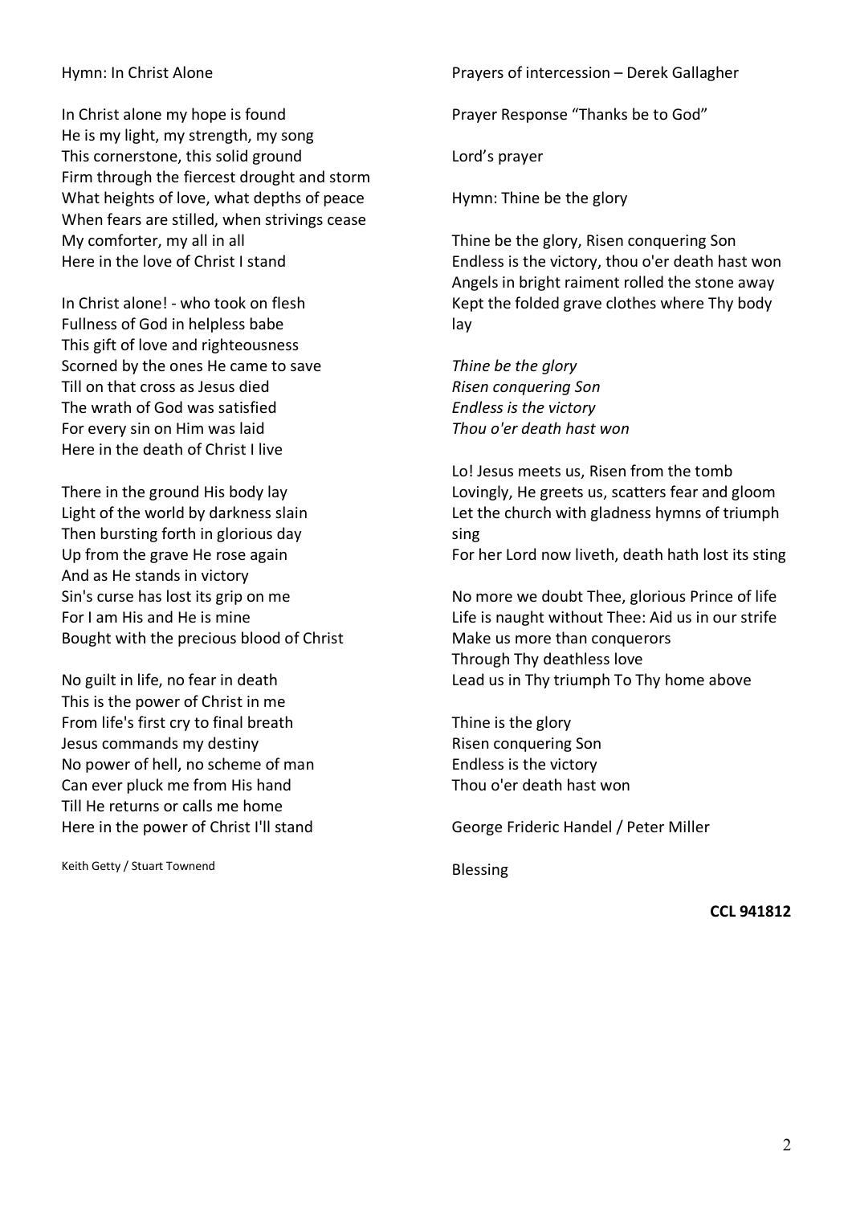Hymn: In Christ Alone

In Christ alone my hope is found
He is my light, my strength, my song
This cornerstone, this solid ground
Firm through the fiercest drought and storm
What heights of love, what depths of peace
When fears are stilled, when strivings cease
My comforter, my all in all
Here in the love of Christ I stand

In Christ alone! - who took on flesh
Fullness of God in helpless babe
This gift of love and righteousness
Scorned by the ones He came to save
Till on that cross as Jesus died
The wrath of God was satisfied
For every sin on Him was laid
Here in the death of Christ I live

There in the ground His body lay
Light of the world by darkness slain
Then bursting forth in glorious day
Up from the grave He rose again
And as He stands in victory
Sin's curse has lost its grip on me
For I am His and He is mine
Bought with the precious blood of Christ

No guilt in life, no fear in death
This is the power of Christ in me
From life's first cry to final breath
Jesus commands my destiny
No power of hell, no scheme of man
Can ever pluck me from His hand
Till He returns or calls me home
Here in the power of Christ I'll stand

Keith Getty / Stuart Townend

Prayers of intercession – Derek Gallagher

Prayer Response "Thanks be to God"

Lord's prayer

Hymn: Thine be the glory

Thine be the glory, Risen conquering Son
Endless is the victory, thou o'er death hast won
Angels in bright raiment rolled the stone away
Kept the folded grave clothes where Thy body lay

*Thine be the glory*
*Risen conquering Son*
*Endless is the victory*
*Thou o'er death hast won*

Lo! Jesus meets us, Risen from the tomb
Lovingly, He greets us, scatters fear and gloom
Let the church with gladness hymns of triumph sing
For her Lord now liveth, death hath lost its sting

No more we doubt Thee, glorious Prince of life
Life is naught without Thee: Aid us in our strife
Make us more than conquerors
Through Thy deathless love
Lead us in Thy triumph To Thy home above

Thine is the glory
Risen conquering Son
Endless is the victory
Thou o'er death hast won

George Frideric Handel / Peter Miller

Blessing

**CCL 941812**